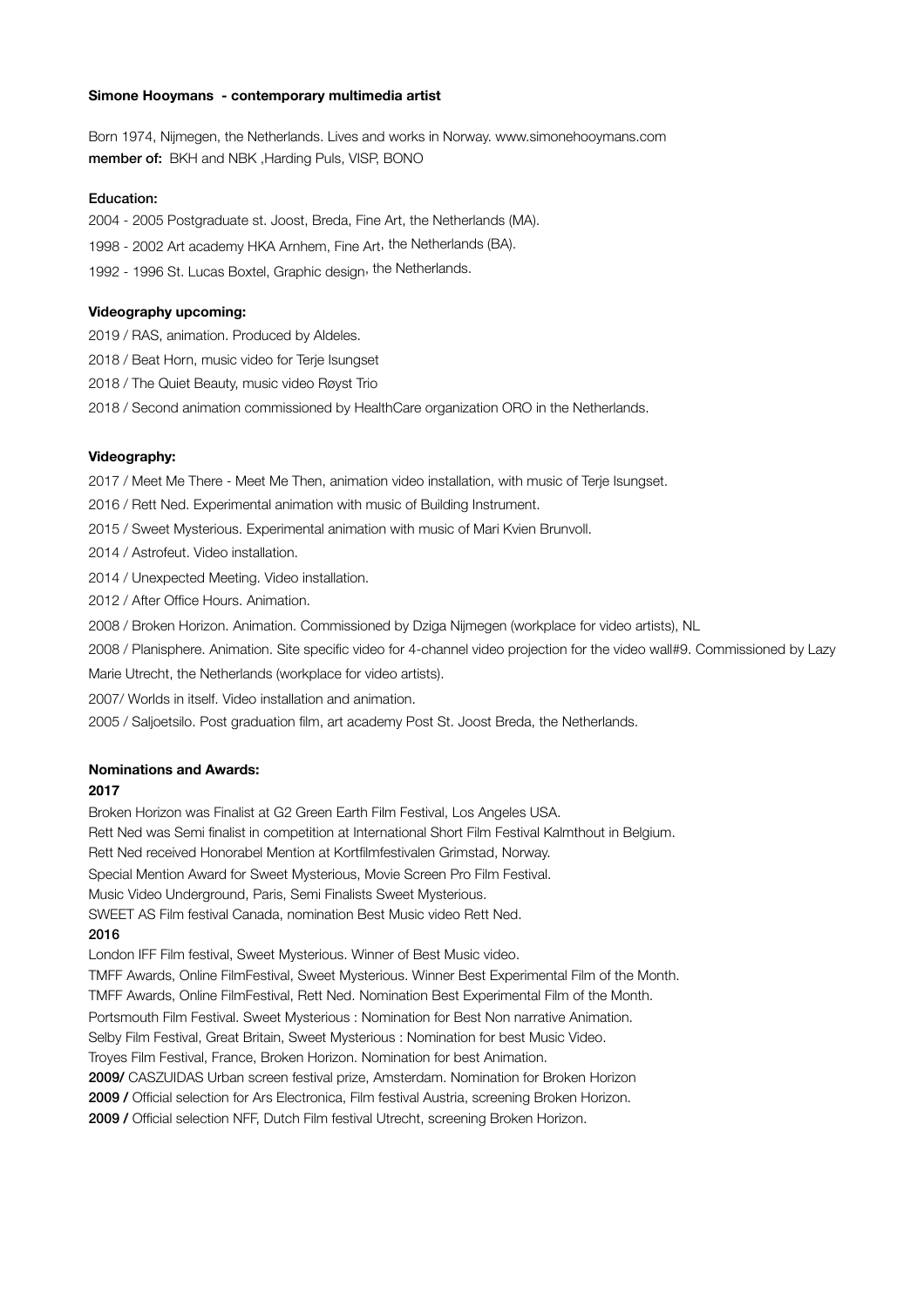**Simone Hooymans - contemporary multimedia artist**

Born 1974, Nijmegen, the Netherlands. Lives and works in Norway. www.simonehooymans.com
**member of:** BKH and NBK ,Harding Puls, VISP, BONO

**Education:**

2004 - 2005 Postgraduate st. Joost, Breda, Fine Art, the Netherlands (MA).

1998 - 2002 Art academy HKA Arnhem, Fine Art, the Netherlands (BA).

1992 - 1996 St. Lucas Boxtel, Graphic design, the Netherlands.

**Videography upcoming:**

2019 / RAS, animation. Produced by Aldeles.

2018 / Beat Horn, music video for Terje Isungset

2018 / The Quiet Beauty, music video Røyst Trio

2018 / Second animation commissioned by HealthCare organization ORO in the Netherlands.

**Videography:**

2017 / Meet Me There - Meet Me Then, animation video installation, with music of Terje Isungset.

2016 / Rett Ned. Experimental animation with music of Building Instrument.

2015 / Sweet Mysterious. Experimental animation with music of Mari Kvien Brunvoll.

2014 / Astrofeut. Video installation.

2014 / Unexpected Meeting. Video installation.

2012 / After Office Hours. Animation.

2008 / Broken Horizon. Animation. Commissioned by Dziga Nijmegen (workplace for video artists), NL

2008 / Planisphere. Animation. Site specific video for 4-channel video projection for the video wall#9. Commissioned by Lazy Marie Utrecht, the Netherlands (workplace for video artists).

2007/ Worlds in itself. Video installation and animation.

2005 / Saljoetsilo. Post graduation film, art academy Post St. Joost Breda, the Netherlands.

**Nominations and Awards:**

**2017**

Broken Horizon was Finalist at G2 Green Earth Film Festival, Los Angeles USA.
Rett Ned was Semi finalist in competition at International Short Film Festival Kalmthout in Belgium.
Rett Ned received Honorabel Mention at Kortfilmfestivalen Grimstad, Norway.
Special Mention Award for Sweet Mysterious, Movie Screen Pro Film Festival.
Music Video Underground, Paris, Semi Finalists Sweet Mysterious.
SWEET AS Film festival Canada, nomination Best Music video Rett Ned.

**2016**

London IFF Film festival, Sweet Mysterious. Winner of Best Music video.
TMFF Awards, Online FilmFestival, Sweet Mysterious. Winner Best Experimental Film of the Month.
TMFF Awards, Online FilmFestival, Rett Ned. Nomination Best Experimental Film of the Month.
Portsmouth Film Festival. Sweet Mysterious : Nomination for Best Non narrative Animation.
Selby Film Festival, Great Britain, Sweet Mysterious : Nomination for best Music Video.
Troyes Film Festival, France, Broken Horizon. Nomination for best Animation.
**2009/** CASZUIDAS Urban screen festival prize, Amsterdam. Nomination for Broken Horizon
**2009 /** Official selection for Ars Electronica, Film festival Austria, screening Broken Horizon.
**2009 /** Official selection NFF, Dutch Film festival Utrecht, screening Broken Horizon.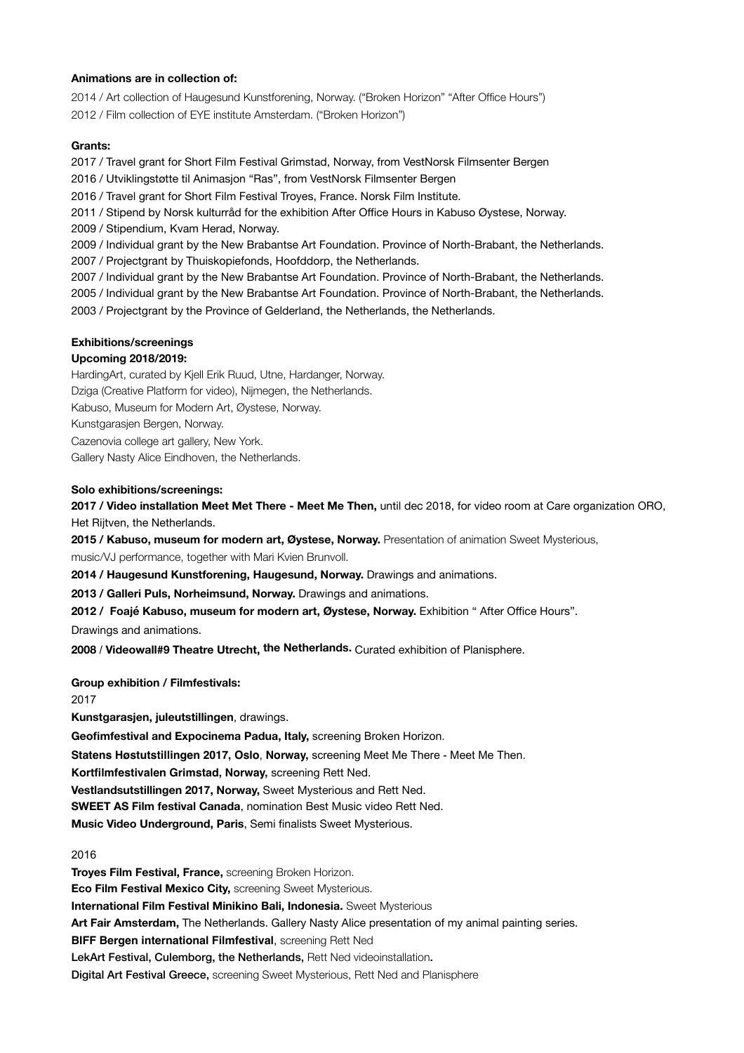**Animations are in collection of:**

2014 / Art collection of Haugesund Kunstforening, Norway. ("Broken Horizon" "After Office Hours")

2012 / Film collection of EYE institute Amsterdam. ("Broken Horizon")

**Grants:**

2017 / Travel grant for Short Film Festival Grimstad, Norway, from VestNorsk Filmsenter Bergen

2016 / Utviklingstøtte til Animasjon "Ras", from VestNorsk Filmsenter Bergen

2016 / Travel grant for Short Film Festival Troyes, France. Norsk Film Institute.

2011 / Stipend by Norsk kulturråd for the exhibition After Office Hours in Kabuso Øystese, Norway.

2009 / Stipendium, Kvam Herad, Norway.

2009 / Individual grant by the New Brabantse Art Foundation. Province of North-Brabant, the Netherlands.

2007 / Projectgrant by Thuiskopiefonds, Hoofddorp, the Netherlands.

2007 / Individual grant by the New Brabantse Art Foundation. Province of North-Brabant, the Netherlands.

2005 / Individual grant by the New Brabantse Art Foundation. Province of North-Brabant, the Netherlands.

2003 / Projectgrant by the Province of Gelderland, the Netherlands, the Netherlands.

**Exhibitions/screenings**

**Upcoming 2018/2019:**

HardingArt, curated by Kjell Erik Ruud, Utne, Hardanger, Norway.

Dziga (Creative Platform for video), Nijmegen, the Netherlands.

Kabuso, Museum for Modern Art, Øystese, Norway.

Kunstgarasjen Bergen, Norway.

Cazenovia college art gallery, New York.

Gallery Nasty Alice Eindhoven, the Netherlands.

**Solo exhibitions/screenings:**

**2017 / Video installation Meet Met There - Meet Me Then,** until dec 2018, for video room at Care organization ORO, Het Rijtven, the Netherlands.

**2015 / Kabuso, museum for modern art, Øystese, Norway.** Presentation of animation Sweet Mysterious, music/VJ performance, together with Mari Kvien Brunvoll.

**2014 / Haugesund Kunstforening, Haugesund, Norway.** Drawings and animations.

**2013 / Galleri Puls, Norheimsund, Norway.** Drawings and animations.

**2012 / Foajé Kabuso, museum for modern art, Øystese, Norway.** Exhibition " After Office Hours". Drawings and animations.

**2008** / **Videowall#9 Theatre Utrecht, the Netherlands.** Curated exhibition of Planisphere.

**Group exhibition / Filmfestivals:**

2017

**Kunstgarasjen, juleutstillingen**, drawings.

**Geofimfestival and Expocinema Padua, Italy,** screening Broken Horizon.

**Statens Høstutstillingen 2017, Oslo**, **Norway,** screening Meet Me There - Meet Me Then.

**Kortfilmfestivalen Grimstad, Norway,** screening Rett Ned.

**Vestlandsutstillingen 2017, Norway,** Sweet Mysterious and Rett Ned.

**SWEET AS Film festival Canada**, nomination Best Music video Rett Ned.

**Music Video Underground, Paris**, Semi finalists Sweet Mysterious.

2016

**Troyes Film Festival, France,** screening Broken Horizon.

**Eco Film Festival Mexico City,** screening Sweet Mysterious.

**International Film Festival Minikino Bali, Indonesia.** Sweet Mysterious

**Art Fair Amsterdam,** The Netherlands. Gallery Nasty Alice presentation of my animal painting series.

**BIFF Bergen international Filmfestival**, screening Rett Ned

**LekArt Festival, Culemborg, the Netherlands,** Rett Ned videoinstallation**.**

**Digital Art Festival Greece,** screening Sweet Mysterious, Rett Ned and Planisphere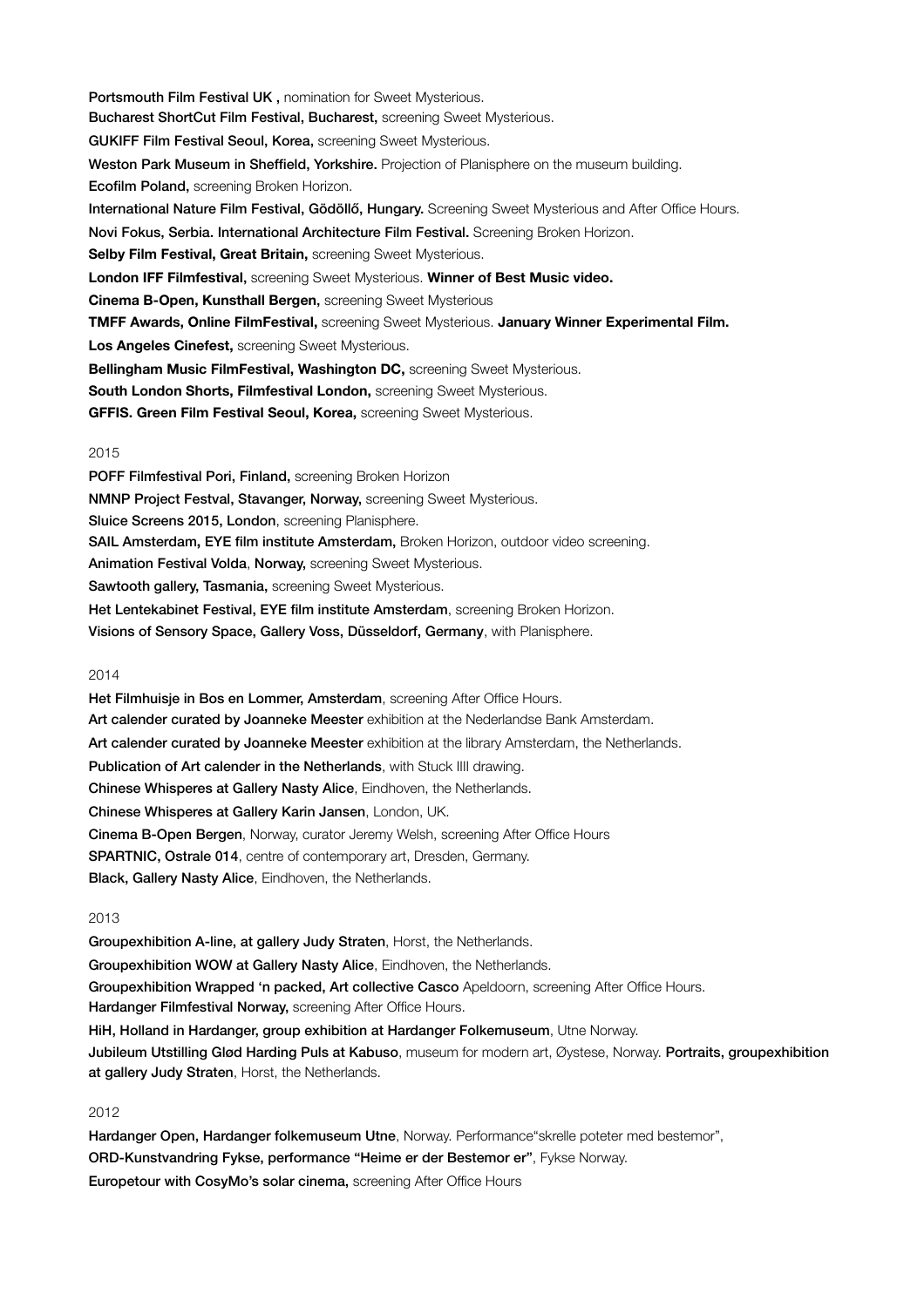**Portsmouth Film Festival UK ,** nomination for Sweet Mysterious.

**Bucharest ShortCut Film Festival, Bucharest,** screening Sweet Mysterious.

**GUKIFF Film Festival Seoul, Korea,** screening Sweet Mysterious.

**Weston Park Museum in Sheffield, Yorkshire.** Projection of Planisphere on the museum building.

**Ecofilm Poland,** screening Broken Horizon.

**International Nature Film Festival, Gödöllő, Hungary.** Screening Sweet Mysterious and After Office Hours.

**Novi Fokus, Serbia. International Architecture Film Festival.** Screening Broken Horizon.

**Selby Film Festival, Great Britain,** screening Sweet Mysterious.

**London IFF Filmfestival,** screening Sweet Mysterious. **Winner of Best Music video.**

**Cinema B-Open, Kunsthall Bergen,** screening Sweet Mysterious

**TMFF Awards, Online FilmFestival,** screening Sweet Mysterious. **January Winner Experimental Film.**

**Los Angeles Cinefest,** screening Sweet Mysterious.

**Bellingham Music FilmFestival, Washington DC,** screening Sweet Mysterious.

**South London Shorts, Filmfestival London,** screening Sweet Mysterious.

**GFFIS. Green Film Festival Seoul, Korea,** screening Sweet Mysterious.

2015

**POFF Filmfestival Pori, Finland,** screening Broken Horizon

**NMNP Project Festval, Stavanger, Norway,** screening Sweet Mysterious.

**Sluice Screens 2015, London**, screening Planisphere.

**SAIL Amsterdam, EYE film institute Amsterdam,** Broken Horizon, outdoor video screening.

**Animation Festival Volda**, **Norway,** screening Sweet Mysterious.

**Sawtooth gallery, Tasmania,** screening Sweet Mysterious.

**Het Lentekabinet Festival, EYE film institute Amsterdam**, screening Broken Horizon.

**Visions of Sensory Space, Gallery Voss, Düsseldorf, Germany**, with Planisphere.

2014

**Het Filmhuisje in Bos en Lommer, Amsterdam**, screening After Office Hours.

**Art calender curated by Joanneke Meester** exhibition at the Nederlandse Bank Amsterdam.

**Art calender curated by Joanneke Meester** exhibition at the library Amsterdam, the Netherlands.

**Publication of Art calender in the Netherlands**, with Stuck IIII drawing.

**Chinese Whisperes at Gallery Nasty Alice**, Eindhoven, the Netherlands.

**Chinese Whisperes at Gallery Karin Jansen**, London, UK.

**Cinema B-Open Bergen**, Norway, curator Jeremy Welsh, screening After Office Hours

**SPARTNIC, Ostrale 014**, centre of contemporary art, Dresden, Germany.

**Black, Gallery Nasty Alice**, Eindhoven, the Netherlands.

2013

**Groupexhibition A-line, at gallery Judy Straten**, Horst, the Netherlands.

**Groupexhibition WOW at Gallery Nasty Alice**, Eindhoven, the Netherlands.

**Groupexhibition Wrapped 'n packed, Art collective Casco** Apeldoorn, screening After Office Hours.

**Hardanger Filmfestival Norway,** screening After Office Hours.

**HiH, Holland in Hardanger, group exhibition at Hardanger Folkemuseum**, Utne Norway.

**Jubileum Utstilling Glød Harding Puls at Kabuso**, museum for modern art, Øystese, Norway. **Portraits, groupexhibition at gallery Judy Straten**, Horst, the Netherlands.

2012

**Hardanger Open, Hardanger folkemuseum Utne**, Norway. Performance"skrelle poteter med bestemor",

**ORD-Kunstvandring Fykse, performance "Heime er der Bestemor er"**, Fykse Norway.

**Europetour with CosyMo's solar cinema,** screening After Office Hours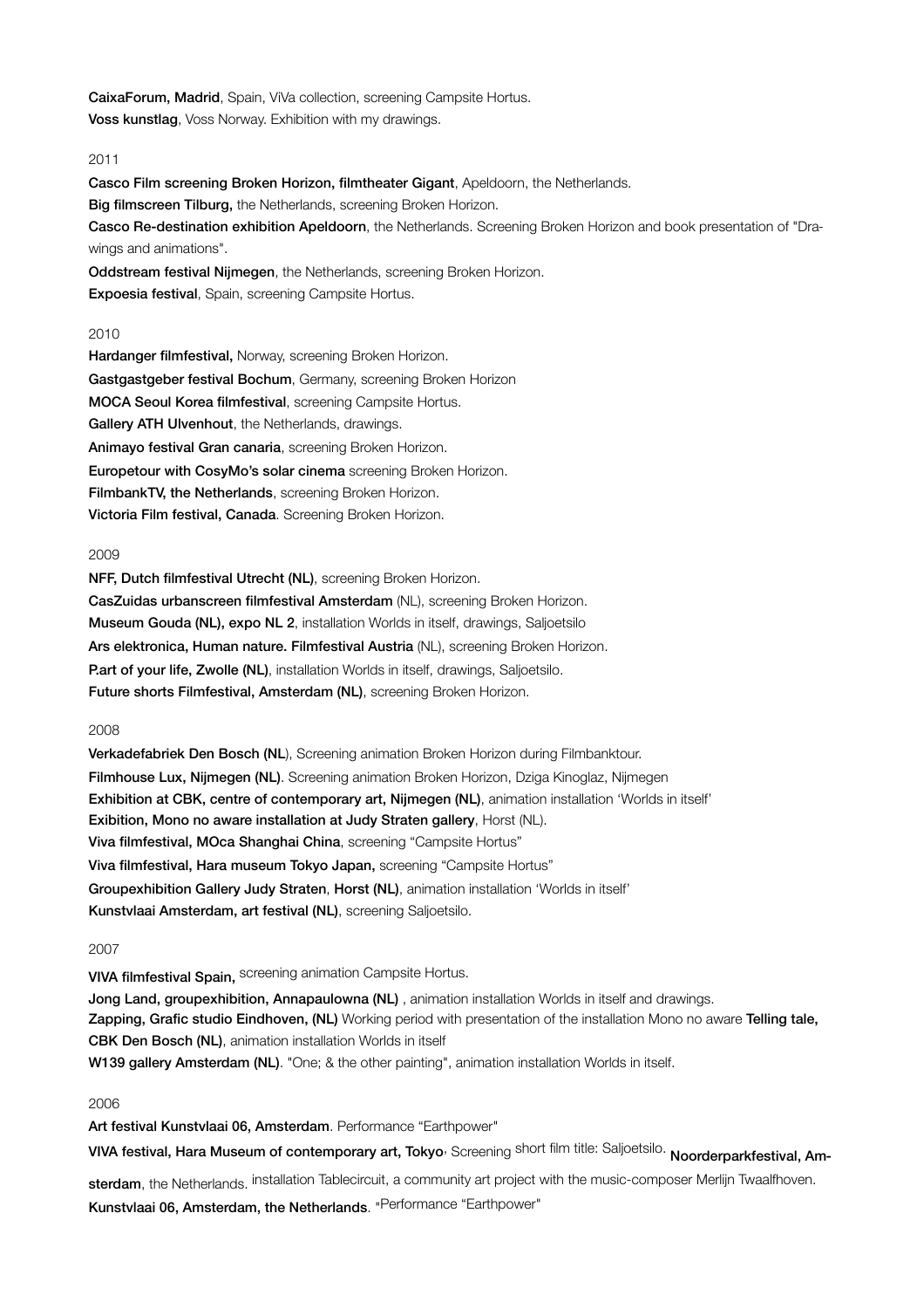**CaixaForum, Madrid**, Spain, ViVa collection, screening Campsite Hortus.
**Voss kunstlag**, Voss Norway. Exhibition with my drawings.

2011

**Casco Film screening Broken Horizon, filmtheater Gigant**, Apeldoorn, the Netherlands.
**Big filmscreen Tilburg,** the Netherlands, screening Broken Horizon.
**Casco Re-destination exhibition Apeldoorn**, the Netherlands. Screening Broken Horizon and book presentation of "Drawings and animations".
**Oddstream festival Nijmegen**, the Netherlands, screening Broken Horizon.
**Expoesia festival**, Spain, screening Campsite Hortus.

2010

**Hardanger filmfestival,** Norway, screening Broken Horizon.
**Gastgastgeber festival Bochum**, Germany, screening Broken Horizon
**MOCA Seoul Korea filmfestival**, screening Campsite Hortus.
**Gallery ATH Ulvenhout**, the Netherlands, drawings.
**Animayo festival Gran canaria**, screening Broken Horizon.
**Europetour with CosyMo's solar cinema** screening Broken Horizon.
**FilmbankTV, the Netherlands**, screening Broken Horizon.
**Victoria Film festival, Canada**. Screening Broken Horizon.

2009

**NFF, Dutch filmfestival Utrecht (NL)**, screening Broken Horizon.
**CasZuidas urbanscreen filmfestival Amsterdam** (NL), screening Broken Horizon.
**Museum Gouda (NL), expo NL 2**, installation Worlds in itself, drawings, Saljoetsilo
**Ars elektronica, Human nature. Filmfestival Austria** (NL), screening Broken Horizon.
**P.art of your life, Zwolle (NL)**, installation Worlds in itself, drawings, Saljoetsilo.
**Future shorts Filmfestival, Amsterdam (NL)**, screening Broken Horizon.

2008

**Verkadefabriek Den Bosch (NL**), Screening animation Broken Horizon during Filmbanktour.
**Filmhouse Lux, Nijmegen (NL)**. Screening animation Broken Horizon, Dziga Kinoglaz, Nijmegen
**Exhibition at CBK, centre of contemporary art, Nijmegen (NL)**, animation installation 'Worlds in itself'
**Exibition, Mono no aware installation at Judy Straten gallery**, Horst (NL).
**Viva filmfestival, MOca Shanghai China**, screening "Campsite Hortus"
**Viva filmfestival, Hara museum Tokyo Japan,** screening "Campsite Hortus"
**Groupexhibition Gallery Judy Straten**, **Horst (NL)**, animation installation 'Worlds in itself'
**Kunstvlaai Amsterdam, art festival (NL)**, screening Saljoetsilo.

2007

**VIVA filmfestival Spain,** screening animation Campsite Hortus.
**Jong Land, groupexhibition, Annapaulowna (NL)** , animation installation Worlds in itself and drawings.
**Zapping, Grafic studio Eindhoven, (NL)** Working period with presentation of the installation Mono no aware **Telling tale, CBK Den Bosch (NL)**, animation installation Worlds in itself
**W139 gallery Amsterdam (NL)**. "One; & the other painting", animation installation Worlds in itself.

2006

**Art festival Kunstvlaai 06, Amsterdam**. Performance "Earthpower"
**VIVA festival, Hara Museum of contemporary art, Tokyo**, Screening short film title: Saljoetsilo. **Noorderparkfestival, Amsterdam**, the Netherlands. installation Tablecircuit, a community art project with the music-composer Merlijn Twaalfhoven.
**Kunstvlaai 06, Amsterdam, the Netherlands**. "Performance "Earthpower"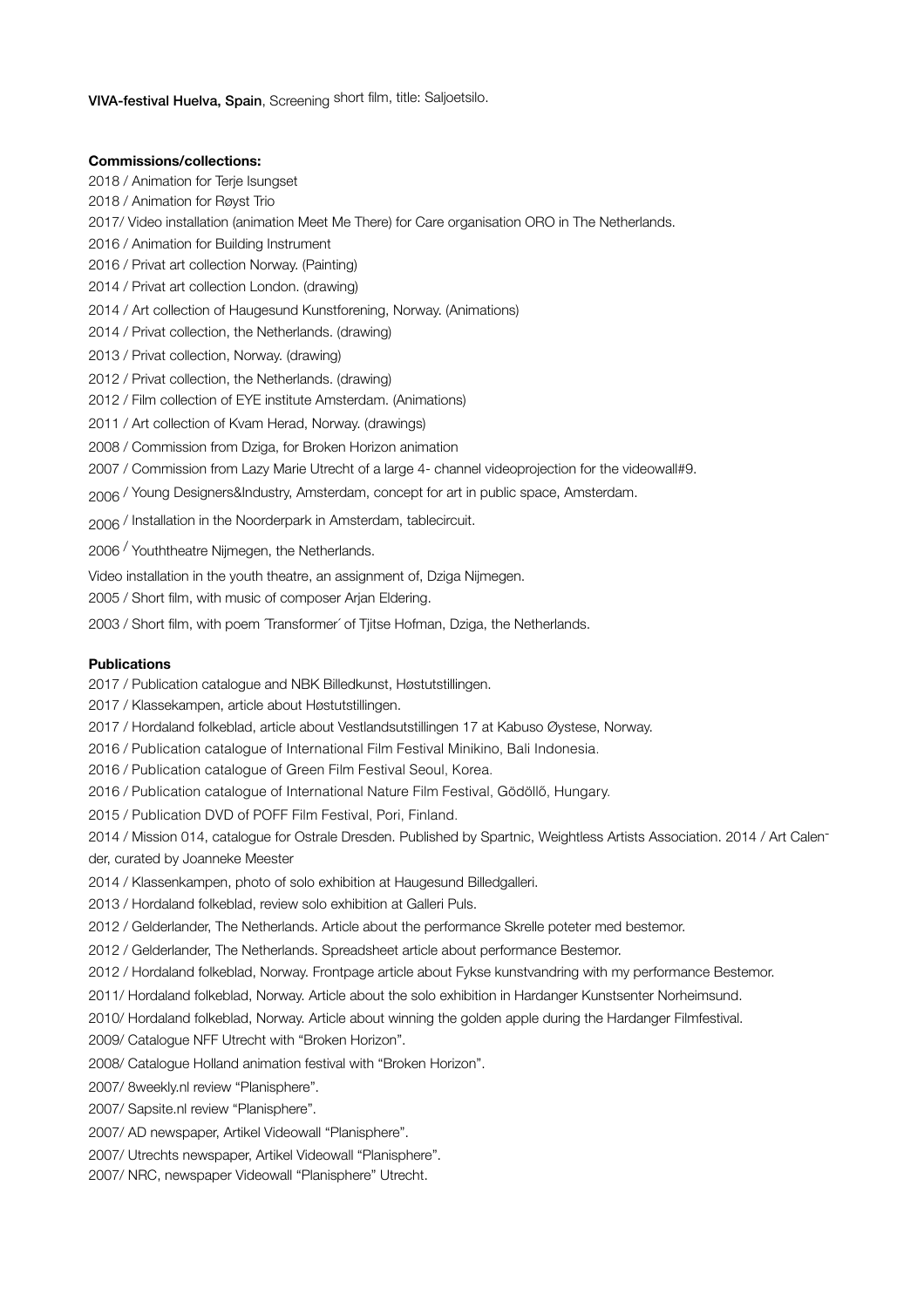**VIVA-festival Huelva, Spain**, Screening short film, title: Saljoetsilo.

**Commissions/collections:**

2018 / Animation for Terje Isungset

2018 / Animation for Røyst Trio

2017/ Video installation (animation Meet Me There) for Care organisation ORO in The Netherlands.

2016 / Animation for Building Instrument

2016 / Privat art collection Norway. (Painting)

2014 / Privat art collection London. (drawing)

2014 / Art collection of Haugesund Kunstforening, Norway. (Animations)

2014 / Privat collection, the Netherlands. (drawing)

2013 / Privat collection, Norway. (drawing)

2012 / Privat collection, the Netherlands. (drawing)

2012 / Film collection of EYE institute Amsterdam. (Animations)

2011 / Art collection of Kvam Herad, Norway. (drawings)

2008 / Commission from Dziga, for Broken Horizon animation

2007 / Commission from Lazy Marie Utrecht of a large 4- channel videoprojection for the videowall#9.

2006 / Young Designers&Industry, Amsterdam, concept for art in public space, Amsterdam.

2006 / Installation in the Noorderpark in Amsterdam, tablecircuit.

2006 / Youththeatre Nijmegen, the Netherlands.

Video installation in the youth theatre, an assignment of, Dziga Nijmegen.

2005 / Short film, with music of composer Arjan Eldering.

2003 / Short film, with poem ´Transformer´ of Tjitse Hofman, Dziga, the Netherlands.

**Publications**

2017 / Publication catalogue and NBK Billedkunst, Høstutstillingen.

2017 / Klassekampen, article about Høstutstillingen.

2017 / Hordaland folkeblad, article about Vestlandsutstillingen 17 at Kabuso Øystese, Norway.

2016 / Publication catalogue of International Film Festival Minikino, Bali Indonesia.

2016 / Publication catalogue of Green Film Festival Seoul, Korea.

2016 / Publication catalogue of International Nature Film Festival, Gödöllő, Hungary.

2015 / Publication DVD of POFF Film Festival, Pori, Finland.

2014 / Mission 014, catalogue for Ostrale Dresden. Published by Spartnic, Weightless Artists Association. 2014 / Art Calender, curated by Joanneke Meester

2014 / Klassenkampen, photo of solo exhibition at Haugesund Billedgalleri.

2013 / Hordaland folkeblad, review solo exhibition at Galleri Puls.

2012 / Gelderlander, The Netherlands. Article about the performance Skrelle poteter med bestemor.

2012 / Gelderlander, The Netherlands. Spreadsheet article about performance Bestemor.

2012 / Hordaland folkeblad, Norway. Frontpage article about Fykse kunstvandring with my performance Bestemor.

2011/ Hordaland folkeblad, Norway. Article about the solo exhibition in Hardanger Kunstsenter Norheimsund.

2010/ Hordaland folkeblad, Norway. Article about winning the golden apple during the Hardanger Filmfestival.

2009/ Catalogue NFF Utrecht with "Broken Horizon".

2008/ Catalogue Holland animation festival with "Broken Horizon".

2007/ 8weekly.nl review "Planisphere".

2007/ Sapsite.nl review "Planisphere".

2007/ AD newspaper, Artikel Videowall "Planisphere".

2007/ Utrechts newspaper, Artikel Videowall "Planisphere".

2007/ NRC, newspaper Videowall "Planisphere" Utrecht.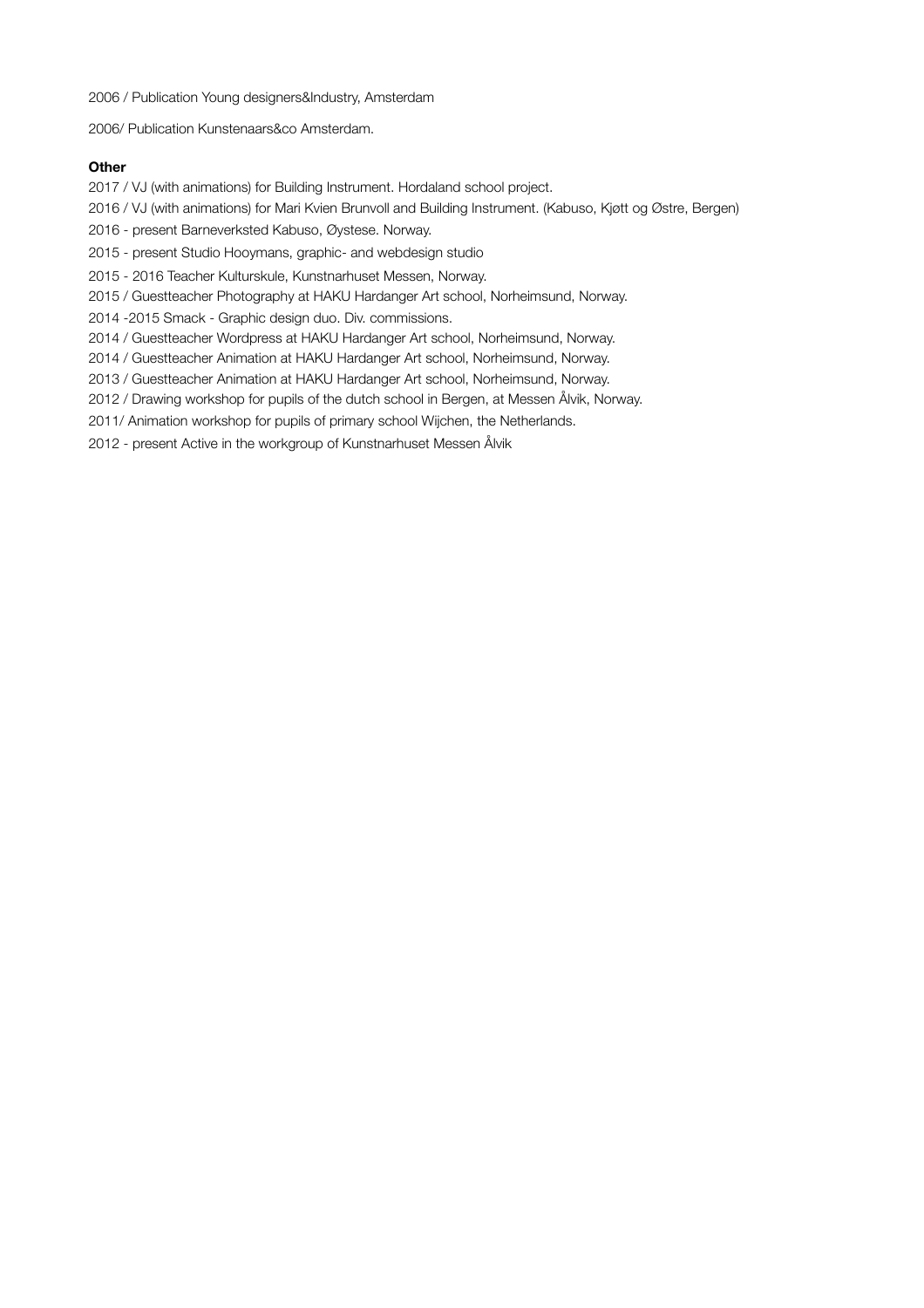2006 / Publication Young designers&Industry, Amsterdam

2006/ Publication Kunstenaars&co Amsterdam.

**Other**

2017 / VJ (with animations) for Building Instrument. Hordaland school project.

2016 / VJ (with animations) for Mari Kvien Brunvoll and Building Instrument. (Kabuso, Kjøtt og Østre, Bergen)

2016 - present Barneverksted Kabuso, Øystese. Norway.

2015 - present Studio Hooymans, graphic- and webdesign studio

2015 - 2016 Teacher Kulturskule, Kunstnarhuset Messen, Norway.

2015 / Guestteacher Photography at HAKU Hardanger Art school, Norheimsund, Norway.

2014 -2015 Smack - Graphic design duo. Div. commissions.

2014 / Guestteacher Wordpress at HAKU Hardanger Art school, Norheimsund, Norway.

2014 / Guestteacher Animation at HAKU Hardanger Art school, Norheimsund, Norway.

2013 / Guestteacher Animation at HAKU Hardanger Art school, Norheimsund, Norway.

2012 / Drawing workshop for pupils of the dutch school in Bergen, at Messen Ålvik, Norway.

2011/ Animation workshop for pupils of primary school Wijchen, the Netherlands.

2012 - present Active in the workgroup of Kunstnarhuset Messen Ålvik